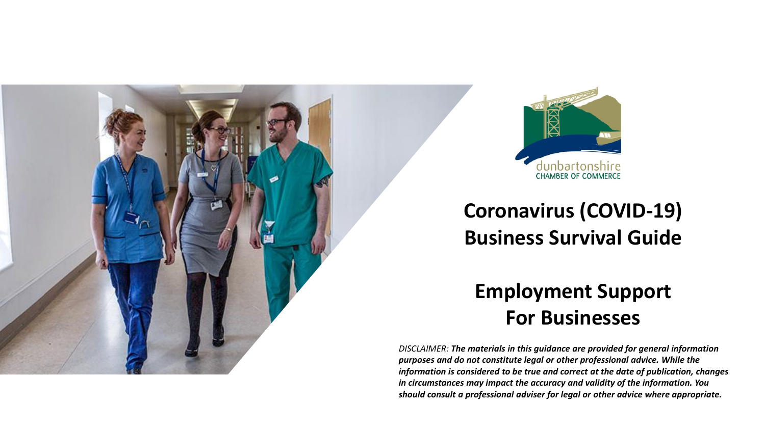dunbartonshire
CHAMBER OF COMMERCE

# Coronavirus (COVID-19) Business Survival Guide

# Employment Support For Businesses

*DISCLAIMER:* ***The materials in this guidance are provided for general information purposes and do not constitute legal or other professional advice. While the information is considered to be true and correct at the date of publication, changes in circumstances may impact the accuracy and validity of the information. You should consult a professional adviser for legal or other advice where appropriate.***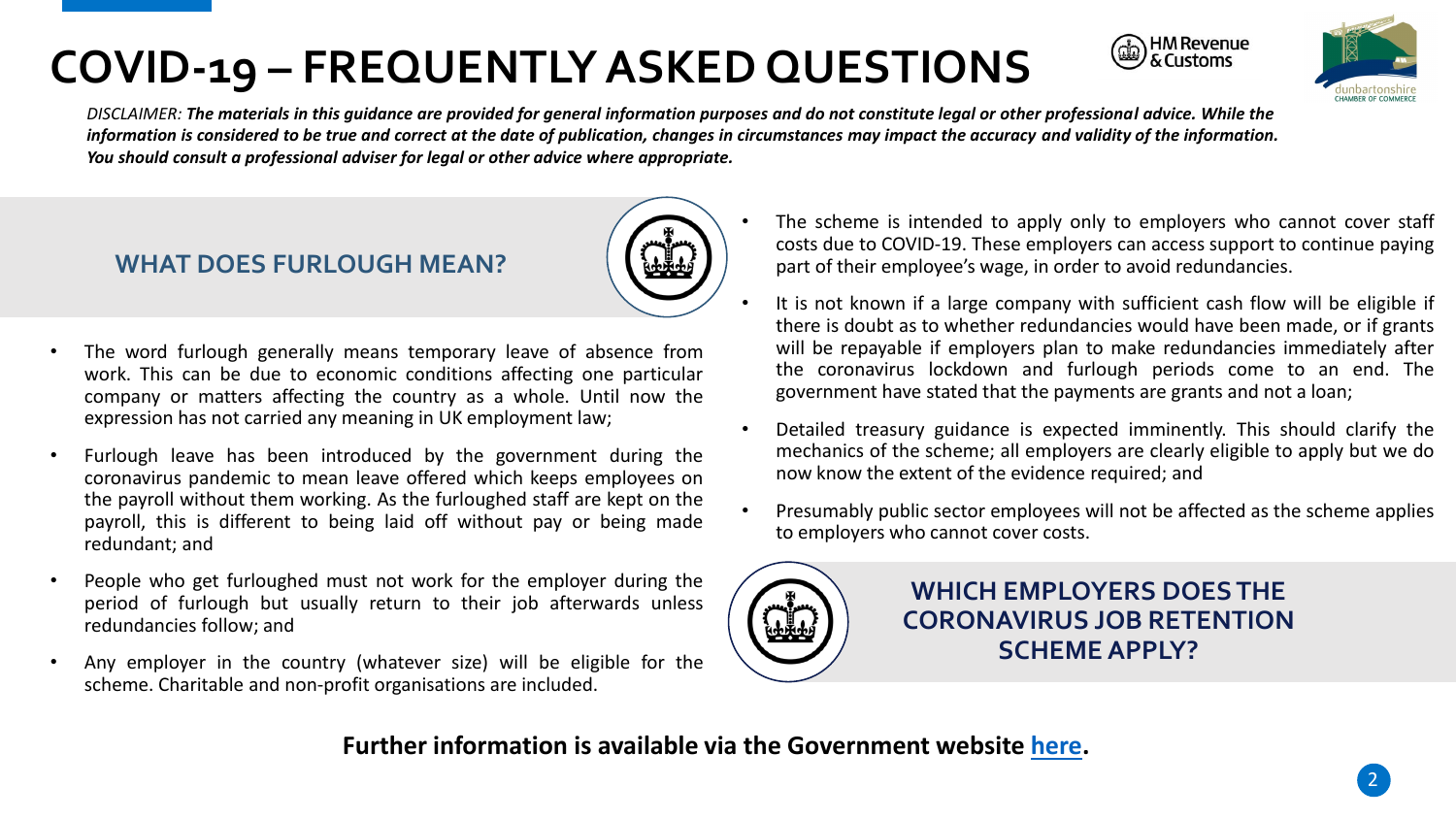# COVID-19 – FREQUENTLY ASKED QUESTIONS

*DISCLAIMER: **The materials in this guidance are provided for general information purposes and do not constitute legal or other professional advice. While the information is considered to be true and correct at the date of publication, changes in circumstances may impact the accuracy and validity of the information. You should consult a professional adviser for legal or other advice where appropriate.***

## WHAT DOES FURLOUGH MEAN?

- The word furlough generally means temporary leave of absence from work. This can be due to economic conditions affecting one particular company or matters affecting the country as a whole. Until now the expression has not carried any meaning in UK employment law;
- Furlough leave has been introduced by the government during the coronavirus pandemic to mean leave offered which keeps employees on the payroll without them working. As the furloughed staff are kept on the payroll, this is different to being laid off without pay or being made redundant; and
- People who get furloughed must not work for the employer during the period of furlough but usually return to their job afterwards unless redundancies follow; and
- Any employer in the country (whatever size) will be eligible for the scheme. Charitable and non-profit organisations are included.

## WHICH EMPLOYERS DOES THE CORONAVIRUS JOB RETENTION SCHEME APPLY?

- The scheme is intended to apply only to employers who cannot cover staff costs due to COVID-19. These employers can access support to continue paying part of their employee's wage, in order to avoid redundancies.
- It is not known if a large company with sufficient cash flow will be eligible if there is doubt as to whether redundancies would have been made, or if grants will be repayable if employers plan to make redundancies immediately after the coronavirus lockdown and furlough periods come to an end. The government have stated that the payments are grants and not a loan;
- Detailed treasury guidance is expected imminently. This should clarify the mechanics of the scheme; all employers are clearly eligible to apply but we do now know the extent of the evidence required; and
- Presumably public sector employees will not be affected as the scheme applies to employers who cannot cover costs.

**Further information is available via the Government website here.**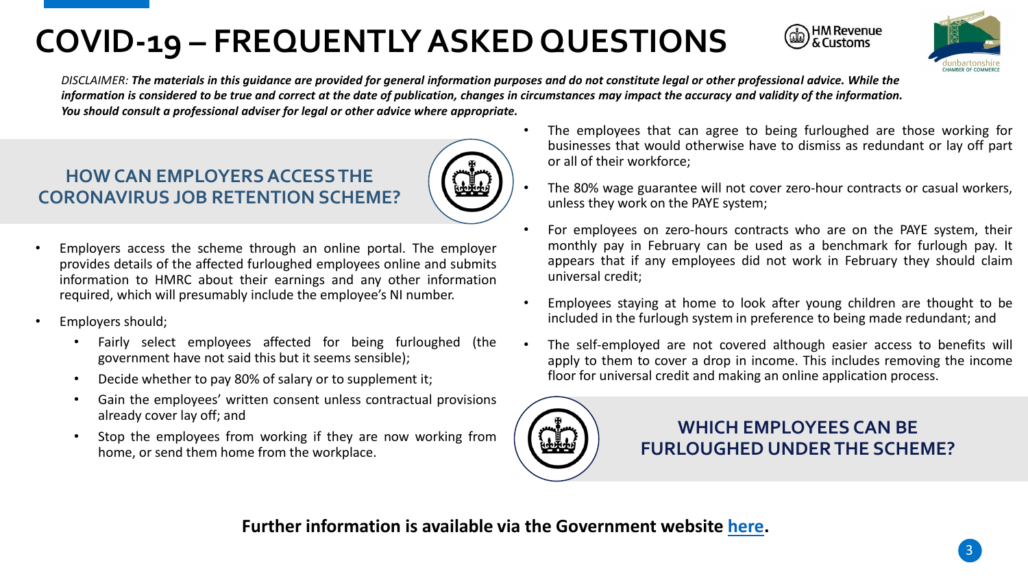# COVID-19 – FREQUENTLY ASKED QUESTIONS

*DISCLAIMER:* ***The materials in this guidance are provided for general information purposes and do not constitute legal or other professional advice. While the information is considered to be true and correct at the date of publication, changes in circumstances may impact the accuracy and validity of the information. You should consult a professional adviser for legal or other advice where appropriate.***

## HOW CAN EMPLOYERS ACCESS THE CORONAVIRUS JOB RETENTION SCHEME?

- Employers access the scheme through an online portal. The employer provides details of the affected furloughed employees online and submits information to HMRC about their earnings and any other information required, which will presumably include the employee's NI number.
- Employers should;
  - Fairly select employees affected for being furloughed (the government have not said this but it seems sensible);
  - Decide whether to pay 80% of salary or to supplement it;
  - Gain the employees' written consent unless contractual provisions already cover lay off; and
  - Stop the employees from working if they are now working from home, or send them home from the workplace.

## WHICH EMPLOYEES CAN BE FURLOUGHED UNDER THE SCHEME?

- The employees that can agree to being furloughed are those working for businesses that would otherwise have to dismiss as redundant or lay off part or all of their workforce;
- The 80% wage guarantee will not cover zero-hour contracts or casual workers, unless they work on the PAYE system;
- For employees on zero-hours contracts who are on the PAYE system, their monthly pay in February can be used as a benchmark for furlough pay. It appears that if any employees did not work in February they should claim universal credit;
- Employees staying at home to look after young children are thought to be included in the furlough system in preference to being made redundant; and
- The self-employed are not covered although easier access to benefits will apply to them to cover a drop in income. This includes removing the income floor for universal credit and making an online application process.

**Further information is available via the Government website here.**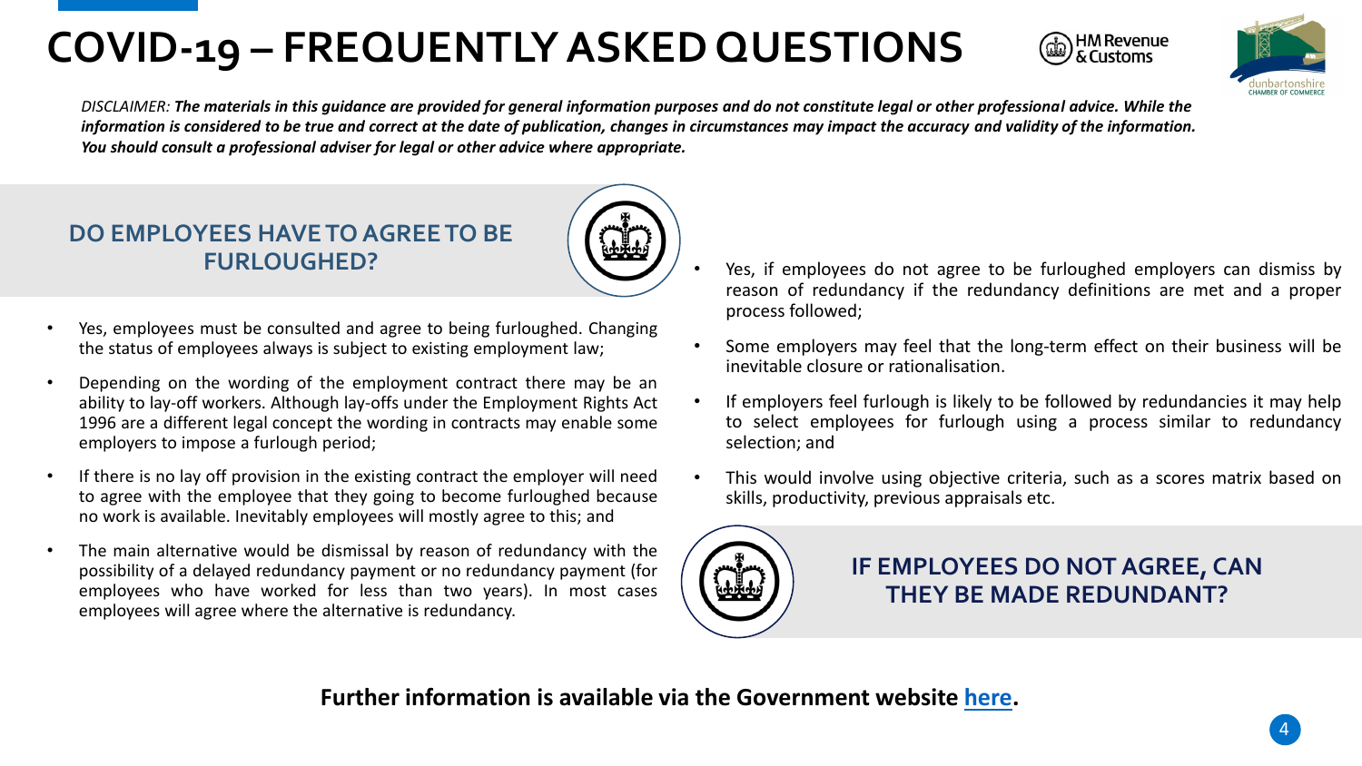# COVID-19 – FREQUENTLY ASKED QUESTIONS

*DISCLAIMER: **The materials in this guidance are provided for general information purposes and do not constitute legal or other professional advice. While the information is considered to be true and correct at the date of publication, changes in circumstances may impact the accuracy and validity of the information. You should consult a professional adviser for legal or other advice where appropriate.***

## DO EMPLOYEES HAVE TO AGREE TO BE FURLOUGHED?

- Yes, employees must be consulted and agree to being furloughed. Changing the status of employees always is subject to existing employment law;
- Depending on the wording of the employment contract there may be an ability to lay-off workers. Although lay-offs under the Employment Rights Act 1996 are a different legal concept the wording in contracts may enable some employers to impose a furlough period;
- If there is no lay off provision in the existing contract the employer will need to agree with the employee that they going to become furloughed because no work is available. Inevitably employees will mostly agree to this; and
- The main alternative would be dismissal by reason of redundancy with the possibility of a delayed redundancy payment or no redundancy payment (for employees who have worked for less than two years). In most cases employees will agree where the alternative is redundancy.

## IF EMPLOYEES DO NOT AGREE, CAN THEY BE MADE REDUNDANT?

- Yes, if employees do not agree to be furloughed employers can dismiss by reason of redundancy if the redundancy definitions are met and a proper process followed;
- Some employers may feel that the long-term effect on their business will be inevitable closure or rationalisation.
- If employers feel furlough is likely to be followed by redundancies it may help to select employees for furlough using a process similar to redundancy selection; and
- This would involve using objective criteria, such as a scores matrix based on skills, productivity, previous appraisals etc.

**Further information is available via the Government website [here](#).**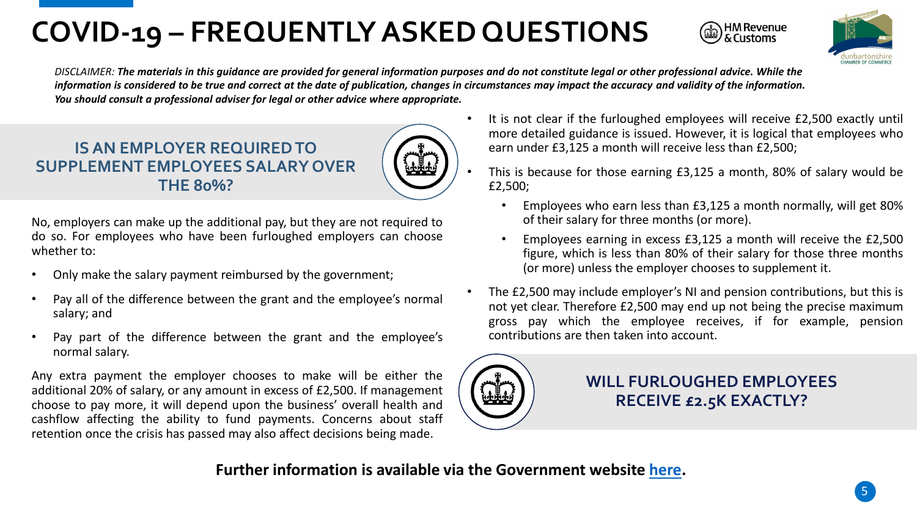# COVID-19 – FREQUENTLY ASKED QUESTIONS

*DISCLAIMER: **The materials in this guidance are provided for general information purposes and do not constitute legal or other professional advice. While the information is considered to be true and correct at the date of publication, changes in circumstances may impact the accuracy and validity of the information. You should consult a professional adviser for legal or other advice where appropriate.***

## IS AN EMPLOYER REQUIRED TO SUPPLEMENT EMPLOYEES SALARY OVER THE 80%?

No, employers can make up the additional pay, but they are not required to do so. For employees who have been furloughed employers can choose whether to:

- Only make the salary payment reimbursed by the government;
- Pay all of the difference between the grant and the employee's normal salary; and
- Pay part of the difference between the grant and the employee's normal salary.

Any extra payment the employer chooses to make will be either the additional 20% of salary, or any amount in excess of £2,500. If management choose to pay more, it will depend upon the business' overall health and cashflow affecting the ability to fund payments. Concerns about staff retention once the crisis has passed may also affect decisions being made.

## WILL FURLOUGHED EMPLOYEES RECEIVE £2.5K EXACTLY?

- It is not clear if the furloughed employees will receive £2,500 exactly until more detailed guidance is issued. However, it is logical that employees who earn under £3,125 a month will receive less than £2,500;
- This is because for those earning £3,125 a month, 80% of salary would be £2,500;
  - Employees who earn less than £3,125 a month normally, will get 80% of their salary for three months (or more).
  - Employees earning in excess £3,125 a month will receive the £2,500 figure, which is less than 80% of their salary for those three months (or more) unless the employer chooses to supplement it.
- The £2,500 may include employer's NI and pension contributions, but this is not yet clear. Therefore £2,500 may end up not being the precise maximum gross pay which the employee receives, if for example, pension contributions are then taken into account.

**Further information is available via the Government website here.**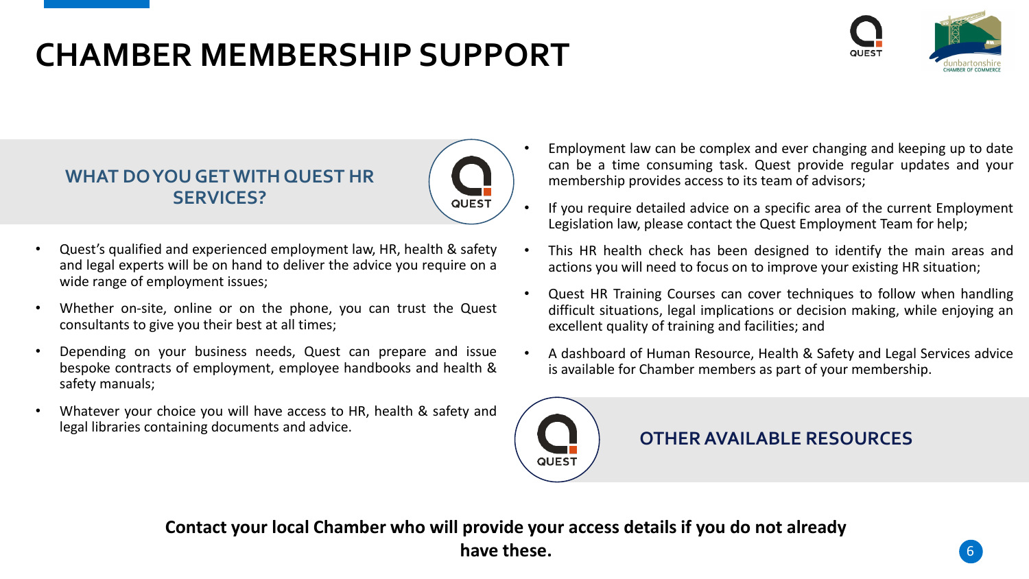# CHAMBER MEMBERSHIP SUPPORT

## WHAT DO YOU GET WITH QUEST HR SERVICES?

- Quest's qualified and experienced employment law, HR, health & safety and legal experts will be on hand to deliver the advice you require on a wide range of employment issues;
- Whether on-site, online or on the phone, you can trust the Quest consultants to give you their best at all times;
- Depending on your business needs, Quest can prepare and issue bespoke contracts of employment, employee handbooks and health & safety manuals;
- Whatever your choice you will have access to HR, health & safety and legal libraries containing documents and advice.

- Employment law can be complex and ever changing and keeping up to date can be a time consuming task. Quest provide regular updates and your membership provides access to its team of advisors;
- If you require detailed advice on a specific area of the current Employment Legislation law, please contact the Quest Employment Team for help;
- This HR health check has been designed to identify the main areas and actions you will need to focus on to improve your existing HR situation;
- Quest HR Training Courses can cover techniques to follow when handling difficult situations, legal implications or decision making, while enjoying an excellent quality of training and facilities; and
- A dashboard of Human Resource, Health & Safety and Legal Services advice is available for Chamber members as part of your membership.

## OTHER AVAILABLE RESOURCES

**Contact your local Chamber who will provide your access details if you do not already have these.**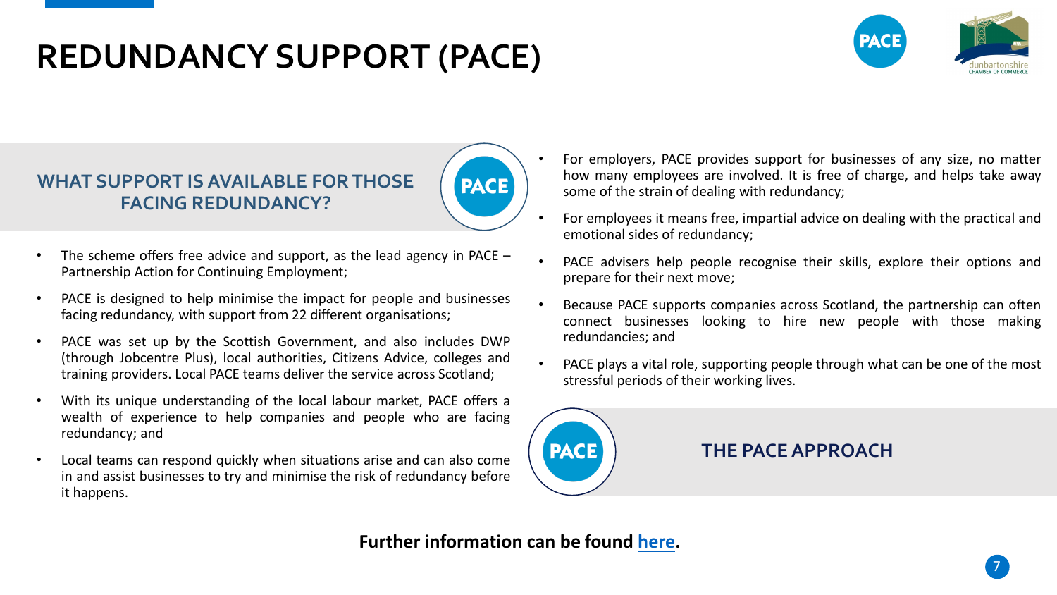# REDUNDANCY SUPPORT (PACE)

## WHAT SUPPORT IS AVAILABLE FOR THOSE FACING REDUNDANCY?

- The scheme offers free advice and support, as the lead agency in PACE – Partnership Action for Continuing Employment;
- PACE is designed to help minimise the impact for people and businesses facing redundancy, with support from 22 different organisations;
- PACE was set up by the Scottish Government, and also includes DWP (through Jobcentre Plus), local authorities, Citizens Advice, colleges and training providers. Local PACE teams deliver the service across Scotland;
- With its unique understanding of the local labour market, PACE offers a wealth of experience to help companies and people who are facing redundancy; and
- Local teams can respond quickly when situations arise and can also come in and assist businesses to try and minimise the risk of redundancy before it happens.

- For employers, PACE provides support for businesses of any size, no matter how many employees are involved. It is free of charge, and helps take away some of the strain of dealing with redundancy;
- For employees it means free, impartial advice on dealing with the practical and emotional sides of redundancy;
- PACE advisers help people recognise their skills, explore their options and prepare for their next move;
- Because PACE supports companies across Scotland, the partnership can often connect businesses looking to hire new people with those making redundancies; and
- PACE plays a vital role, supporting people through what can be one of the most stressful periods of their working lives.

## THE PACE APPROACH

**Further information can be found here.**